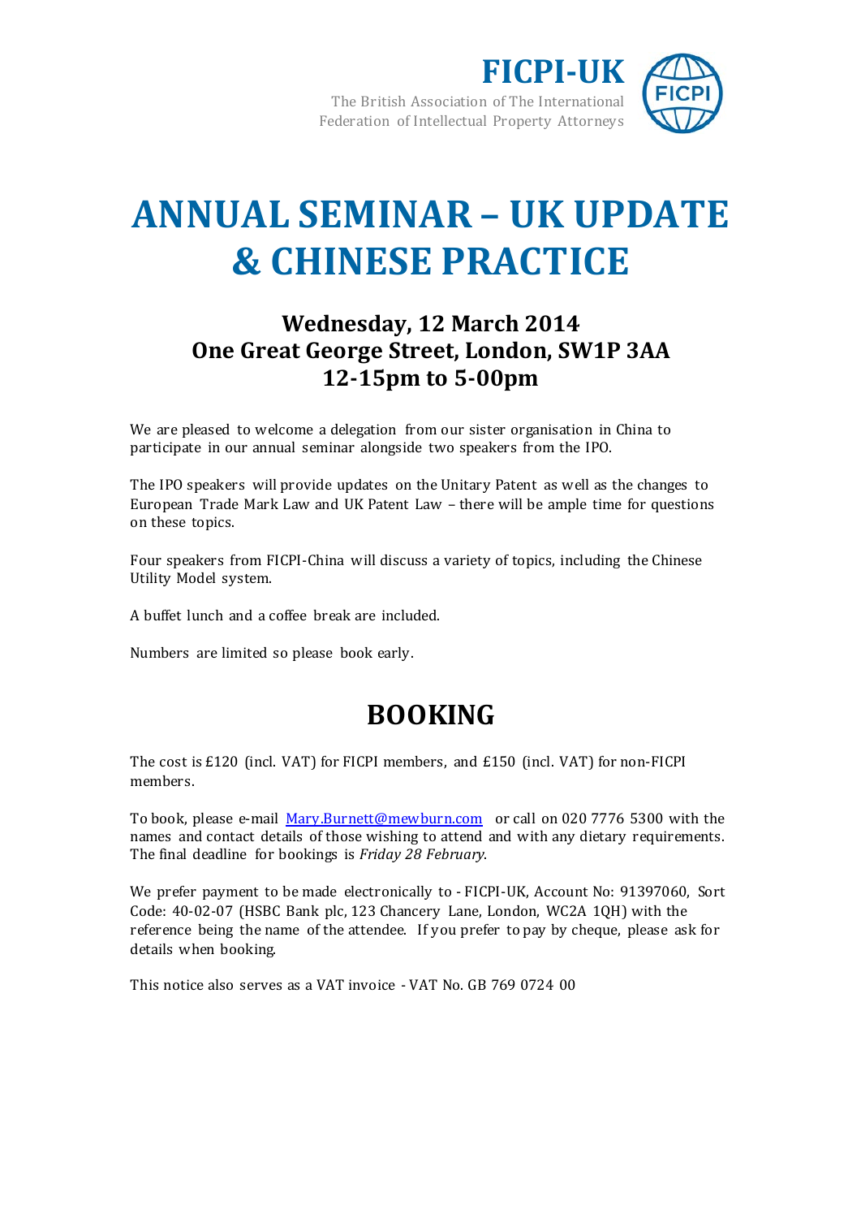**FICPI-UK**

The British Association of The International Federation of Intellectual Property Attorneys

# ANNUAL SEMINAR – UK UPDATE & CHINESE PRACTICE

### Wednesday, 12 March 2014
### One Great George Street, London, SW1P 3AA
### 12-15pm to 5-00pm

We are pleased to welcome a delegation from our sister organisation in China to participate in our annual seminar alongside two speakers from the IPO.

The IPO speakers will provide updates on the Unitary Patent as well as the changes to European Trade Mark Law and UK Patent Law – there will be ample time for questions on these topics.

Four speakers from FICPI-China will discuss a variety of topics, including the Chinese Utility Model system.

A buffet lunch and a coffee break are included.

Numbers are limited so please book early.

## BOOKING

The cost is £120 (incl. VAT) for FICPI members, and £150 (incl. VAT) for non-FICPI members.

To book, please e-mail Mary.Burnett@mewburn.com or call on 020 7776 5300 with the names and contact details of those wishing to attend and with any dietary requirements. The final deadline for bookings is *Friday 28 February*.

We prefer payment to be made electronically to - FICPI-UK, Account No: 91397060, Sort Code: 40-02-07 (HSBC Bank plc, 123 Chancery Lane, London, WC2A 1QH) with the reference being the name of the attendee. If you prefer to pay by cheque, please ask for details when booking.

This notice also serves as a VAT invoice - VAT No. GB 769 0724 00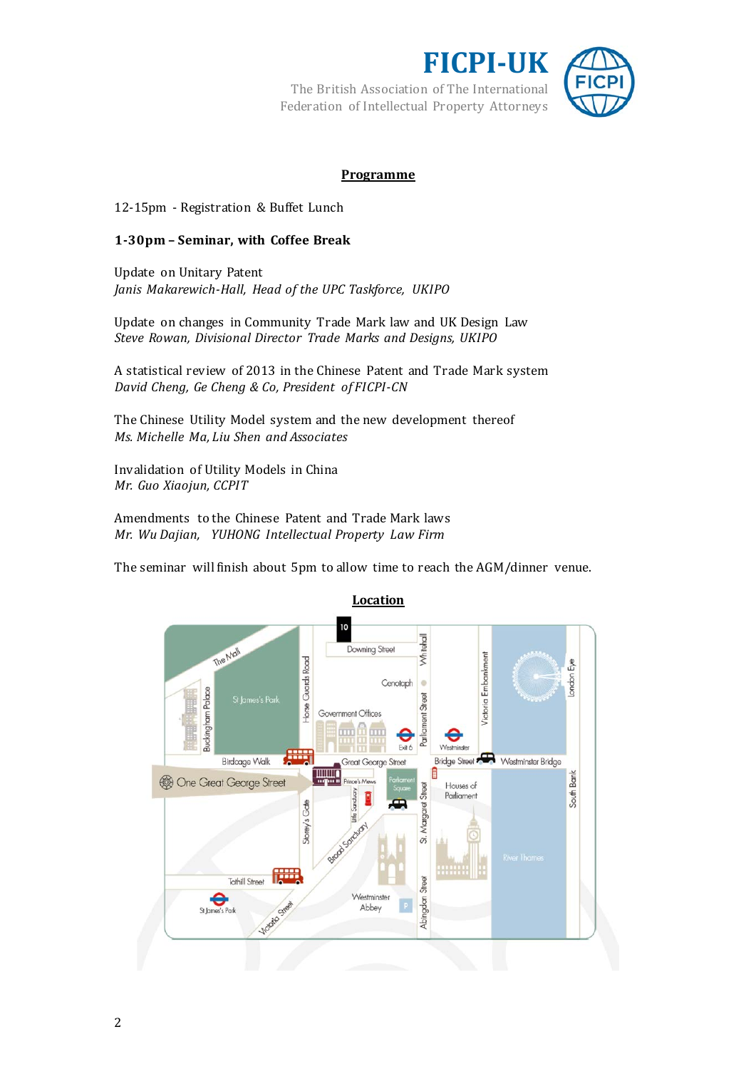**FICPI-UK**

The British Association of The International Federation of Intellectual Property Attorneys

## Programme

12-15pm - Registration & Buffet Lunch

**1-30pm – Seminar, with Coffee Break**

Update on Unitary Patent
*Janis Makarewich-Hall, Head of the UPC Taskforce, UKIPO*

Update on changes in Community Trade Mark law and UK Design Law
*Steve Rowan, Divisional Director Trade Marks and Designs, UKIPO*

A statistical review of 2013 in the Chinese Patent and Trade Mark system
*David Cheng, Ge Cheng & Co, President of FICPI-CN*

The Chinese Utility Model system and the new development thereof
*Ms. Michelle Ma, Liu Shen and Associates*

Invalidation of Utility Models in China
*Mr. Guo Xiaojun, CCPIT*

Amendments to the Chinese Patent and Trade Mark laws
*Mr. Wu Dajian, YUHONG Intellectual Property Law Firm*

The seminar will finish about 5pm to allow time to reach the AGM/dinner venue.

## Location

10
Downing Street
Whitehall
The Mall
St James's Park
Horse Guards Road
Cenotaph
Buckingham Palace
Government Offices
Parliament Street
Victoria Embankment
London Eye
Exit 6
Westminster
Birdcage Walk
Great George Street
Bridge Street
Westminster Bridge
One Great George Street
Prince's Mews
Parliament Square
Houses of Parliament
South Bank
Little Sanctuary
Storey's Gate
Broad Sanctuary
St. Margaret Street
River Thames
Tothill Street
St James's Park
Victoria Street
Westminster Abbey
Abingdon Street
P